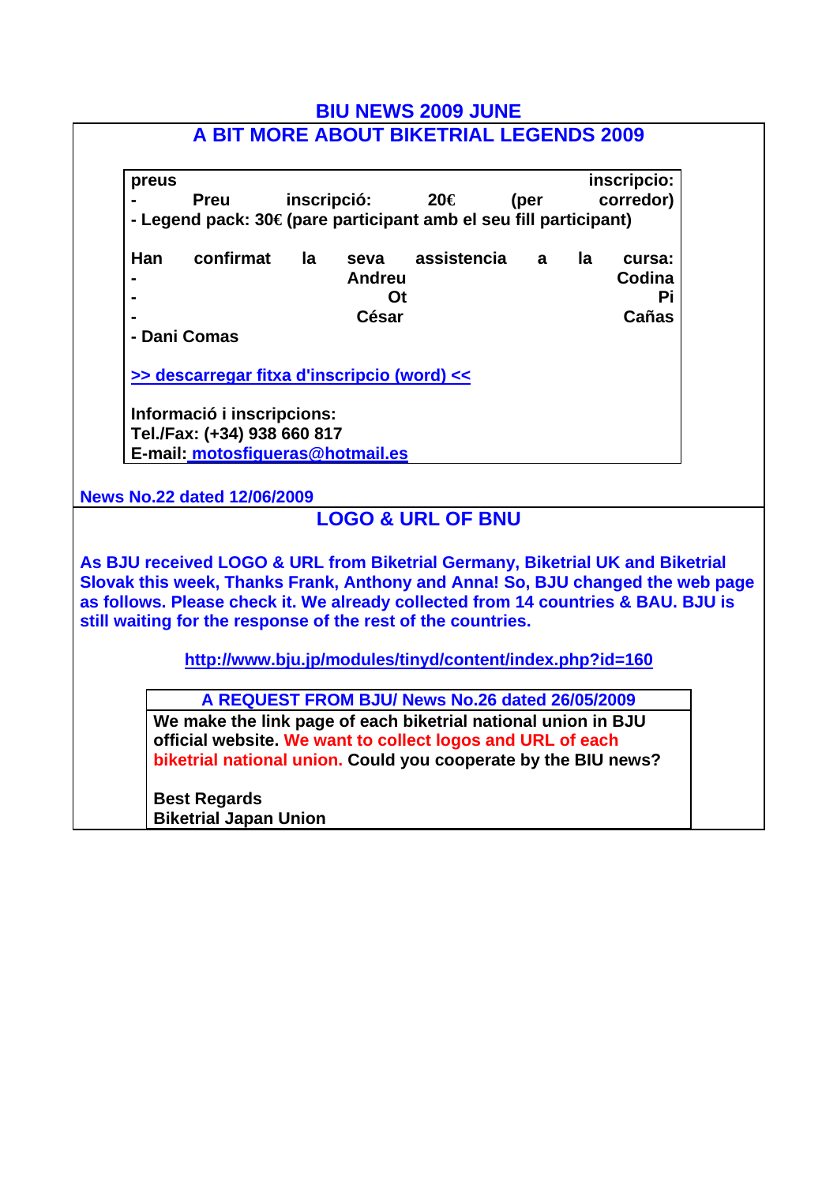# BIU NEWS 2009 JUNE

## A BIT MORE ABOUT BIKETRIAL LEGENDS 2009

**preus inscripcio:**
**- Preu inscripció: 20€ (per corredor)**
**- Legend pack: 30€ (pare participant amb el seu fill participant)**

**Han confirmat la seva assistencia a la cursa:**
**- Andreu Codina**
**- Ot Pi**
**- César Cañas**
**- Dani Comas**

**>> descarregar fitxa d'inscripcio (word) <<**

**Informació i inscripcions:**
**Tel./Fax: (+34) 938 660 817**
**E-mail: motosfigueras@hotmail.es**

**News No.22 dated 12/06/2009**

## LOGO & URL OF BNU

**As BJU received LOGO & URL from Biketrial Germany, Biketrial UK and Biketrial Slovak this week, Thanks Frank, Anthony and Anna! So, BJU changed the web page as follows. Please check it. We already collected from 14 countries & BAU. BJU is still waiting for the response of the rest of the countries.**

**http://www.bju.jp/modules/tinyd/content/index.php?id=160**

**A REQUEST FROM BJU/ News No.26 dated 26/05/2009**

**We make the link page of each biketrial national union in BJU official website. We want to collect logos and URL of each biketrial national union. Could you cooperate by the BIU news?**

**Best Regards**
**Biketrial Japan Union**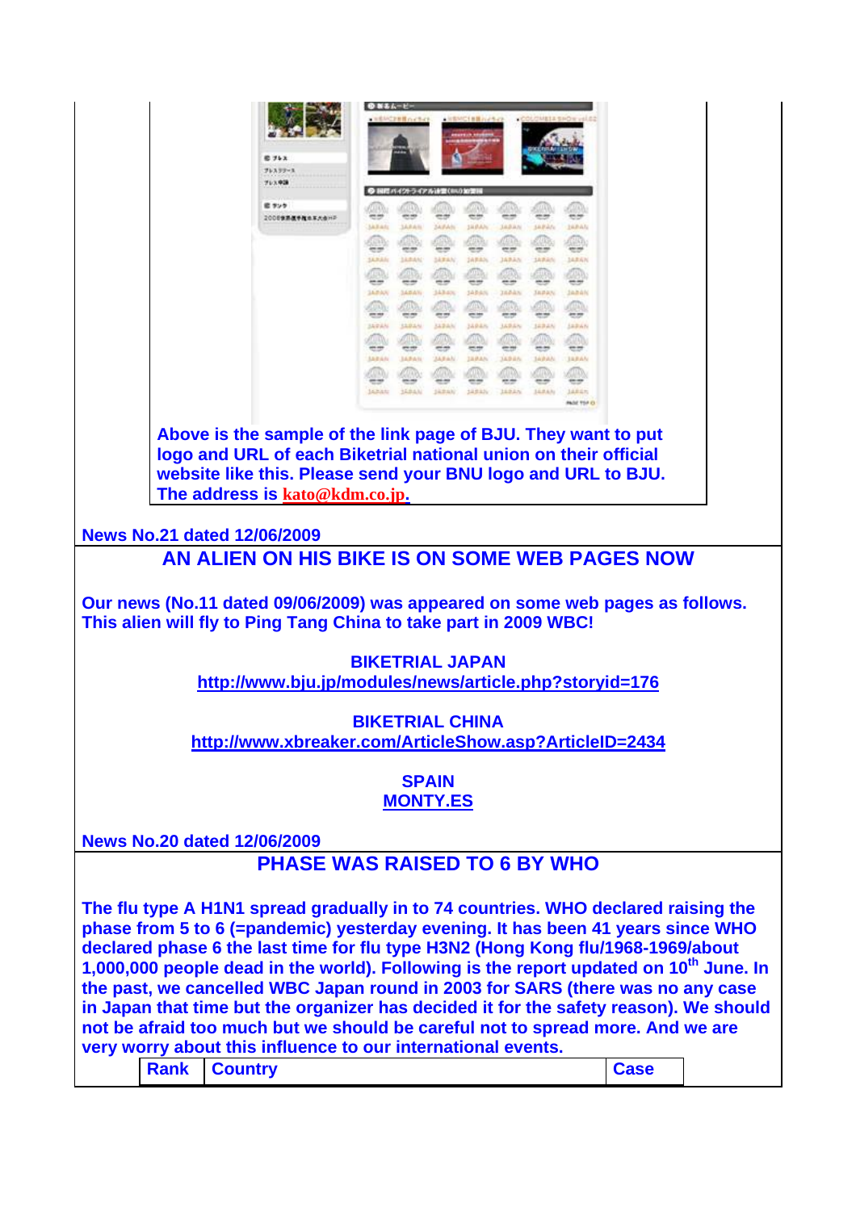**Above is the sample of the link page of BJU. They want to put logo and URL of each Biketrial national union on their official website like this. Please send your BNU logo and URL to BJU. The address is kato@kdm.co.jp.**

**News No.21 dated 12/06/2009**

## AN ALIEN ON HIS BIKE IS ON SOME WEB PAGES NOW

**Our news (No.11 dated 09/06/2009) was appeared on some web pages as follows. This alien will fly to Ping Tang China to take part in 2009 WBC!**

**BIKETRIAL JAPAN**
**http://www.bju.jp/modules/news/article.php?storyid=176**

**BIKETRIAL CHINA**
**http://www.xbreaker.com/ArticleShow.asp?ArticleID=2434**

**SPAIN**
**MONTY.ES**

**News No.20 dated 12/06/2009**

## PHASE WAS RAISED TO 6 BY WHO

**The flu type A H1N1 spread gradually in to 74 countries. WHO declared raising the phase from 5 to 6 (=pandemic) yesterday evening. It has been 41 years since WHO declared phase 6 the last time for flu type H3N2 (Hong Kong flu/1968-1969/about 1,000,000 people dead in the world). Following is the report updated on 10th June. In the past, we cancelled WBC Japan round in 2003 for SARS (there was no any case in Japan that time but the organizer has decided it for the safety reason). We should not be afraid too much but we should be careful not to spread more. And we are very worry about this influence to our international events.**

| Rank | Country | Case |
|---|---|---|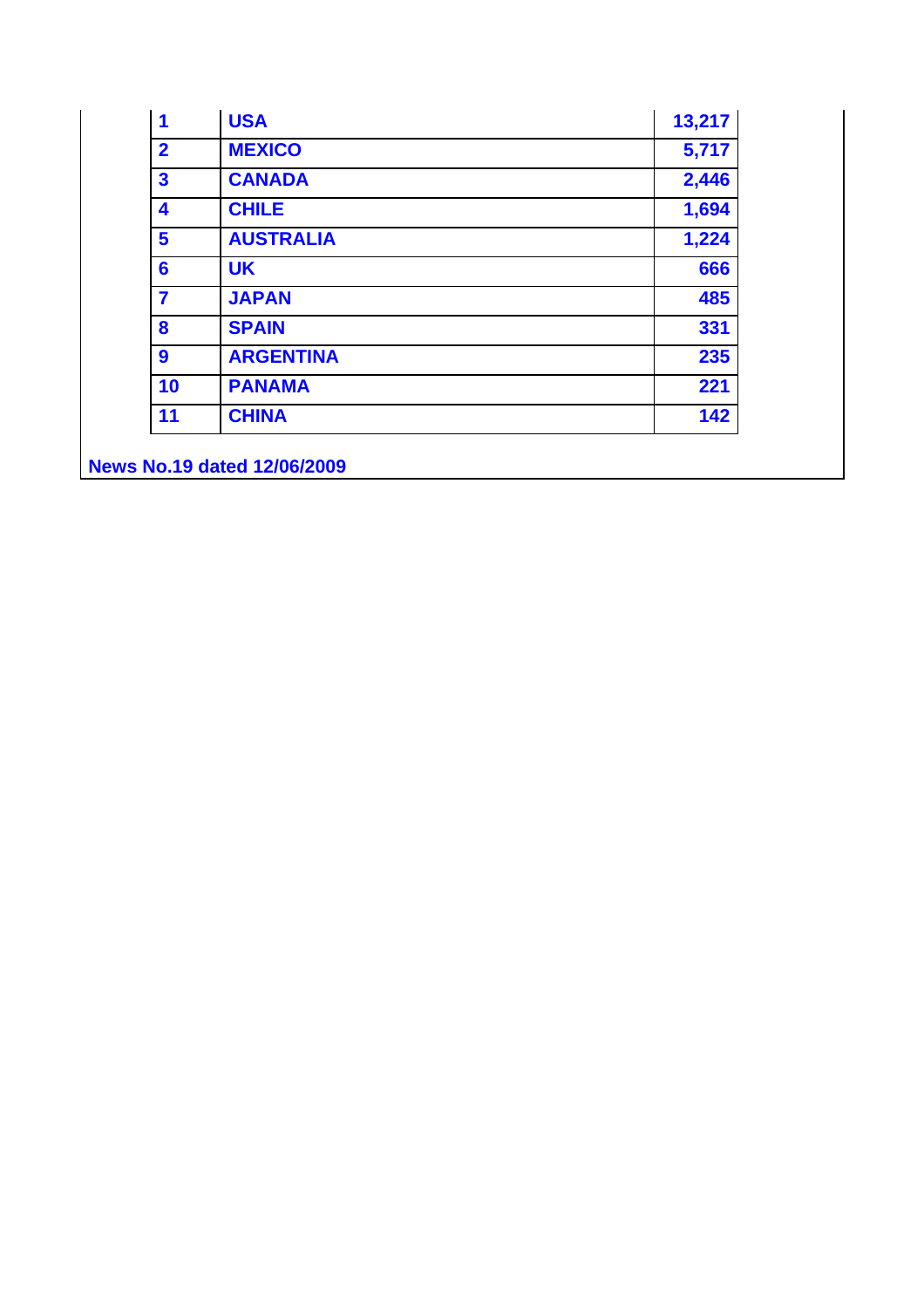| | | |
|---|---|---|
| **1** | **USA** | **13,217** |
| **2** | **MEXICO** | **5,717** |
| **3** | **CANADA** | **2,446** |
| **4** | **CHILE** | **1,694** |
| **5** | **AUSTRALIA** | **1,224** |
| **6** | **UK** | **666** |
| **7** | **JAPAN** | **485** |
| **8** | **SPAIN** | **331** |
| **9** | **ARGENTINA** | **235** |
| **10** | **PANAMA** | **221** |
| **11** | **CHINA** | **142** |

**News No.19 dated 12/06/2009**